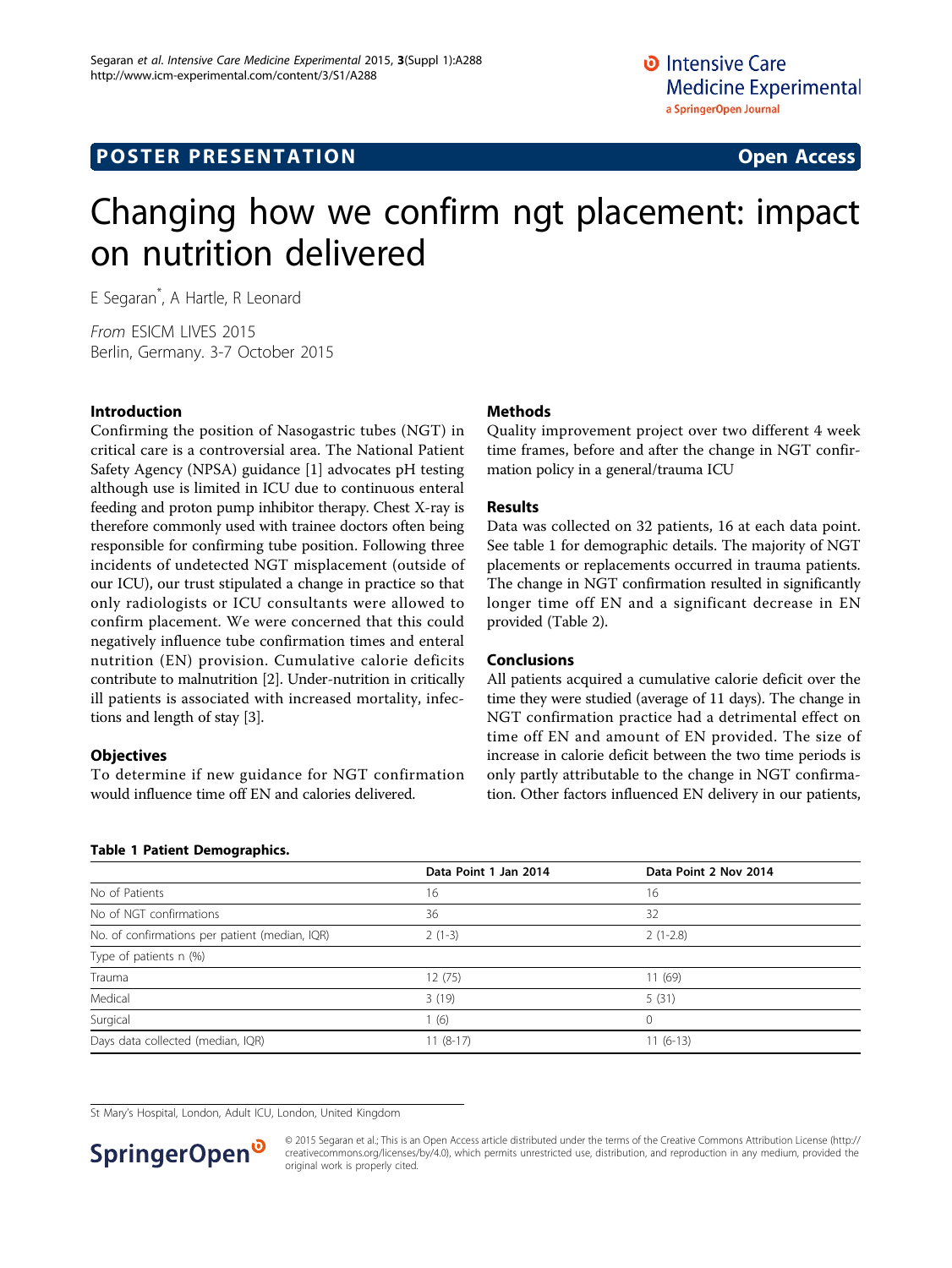POSTER PRESENTATION

Open Access

# Changing how we confirm ngt placement: impact on nutrition delivered

E Segaran*, A Hartle, R Leonard

*From* ESICM LIVES 2015
Berlin, Germany. 3-7 October 2015

## Introduction

Confirming the position of Nasogastric tubes (NGT) in critical care is a controversial area. The National Patient Safety Agency (NPSA) guidance [1] advocates pH testing although use is limited in ICU due to continuous enteral feeding and proton pump inhibitor therapy. Chest X-ray is therefore commonly used with trainee doctors often being responsible for confirming tube position. Following three incidents of undetected NGT misplacement (outside of our ICU), our trust stipulated a change in practice so that only radiologists or ICU consultants were allowed to confirm placement. We were concerned that this could negatively influence tube confirmation times and enteral nutrition (EN) provision. Cumulative calorie deficits contribute to malnutrition [2]. Under-nutrition in critically ill patients is associated with increased mortality, infections and length of stay [3].

## Objectives

To determine if new guidance for NGT confirmation would influence time off EN and calories delivered.

## Methods

Quality improvement project over two different 4 week time frames, before and after the change in NGT confirmation policy in a general/trauma ICU

## Results

Data was collected on 32 patients, 16 at each data point. See table 1 for demographic details. The majority of NGT placements or replacements occurred in trauma patients. The change in NGT confirmation resulted in significantly longer time off EN and a significant decrease in EN provided (Table 2).

## Conclusions

All patients acquired a cumulative calorie deficit over the time they were studied (average of 11 days). The change in NGT confirmation practice had a detrimental effect on time off EN and amount of EN provided. The size of increase in calorie deficit between the two time periods is only partly attributable to the change in NGT confirmation. Other factors influenced EN delivery in our patients,

**Table 1 Patient Demographics.**

| | Data Point 1 Jan 2014 | Data Point 2 Nov 2014 |
|---|---|---|
| No of Patients | 16 | 16 |
| No of NGT confirmations | 36 | 32 |
| No. of confirmations per patient (median, IQR) | 2 (1-3) | 2 (1-2.8) |
| Type of patients n (%) | | |
| Trauma | 12 (75) | 11 (69) |
| Medical | 3 (19) | 5 (31) |
| Surgical | 1 (6) | 0 |
| Days data collected (median, IQR) | 11 (8-17) | 11 (6-13) |

St Mary's Hospital, London, Adult ICU, London, United Kingdom

© 2015 Segaran et al.; This is an Open Access article distributed under the terms of the Creative Commons Attribution License (http://creativecommons.org/licenses/by/4.0), which permits unrestricted use, distribution, and reproduction in any medium, provided the original work is properly cited.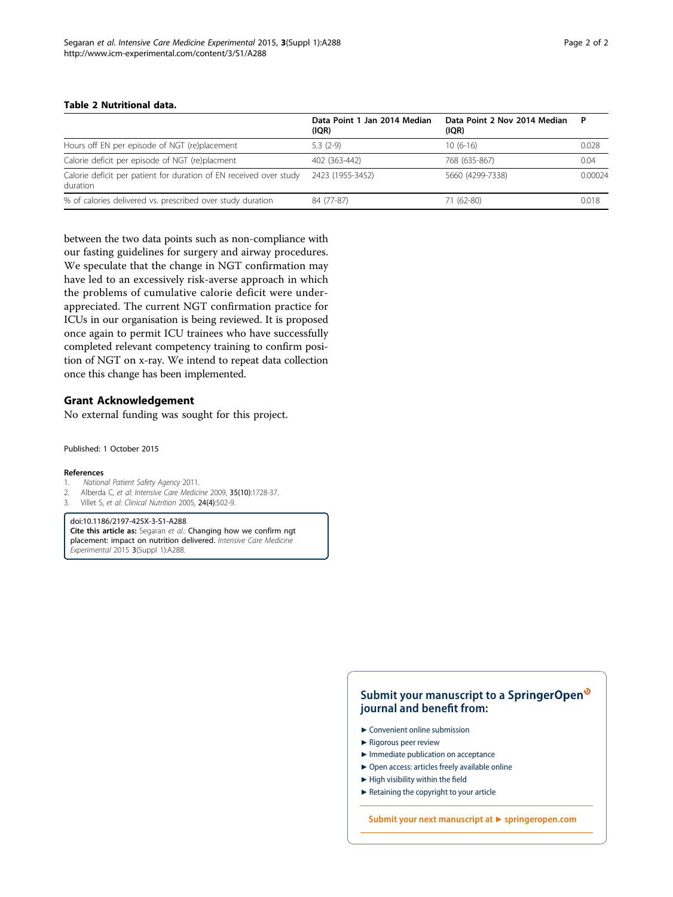**Table 2 Nutritional data.**

| | Data Point 1 Jan 2014 Median (IQR) | Data Point 2 Nov 2014 Median (IQR) | P |
|---|---|---|---|
| Hours off EN per episode of NGT (re)placement | 5.3 (2-9) | 10 (6-16) | 0.028 |
| Calorie deficit per episode of NGT (re)placment | 402 (363-442) | 768 (635-867) | 0.04 |
| Calorie deficit per patient for duration of EN received over study duration | 2423 (1955-3452) | 5660 (4299-7338) | 0.00024 |
| % of calories delivered vs. prescribed over study duration | 84 (77-87) | 71 (62-80) | 0.018 |

between the two data points such as non-compliance with our fasting guidelines for surgery and airway procedures. We speculate that the change in NGT confirmation may have led to an excessively risk-averse approach in which the problems of cumulative calorie deficit were under-appreciated. The current NGT confirmation practice for ICUs in our organisation is being reviewed. It is proposed once again to permit ICU trainees who have successfully completed relevant competency training to confirm position of NGT on x-ray. We intend to repeat data collection once this change has been implemented.

## Grant Acknowledgement

No external funding was sought for this project.

Published: 1 October 2015

#### References

1. *National Patient Safety Agency* 2011.
2. Alberda C, *et al*: *Intensive Care Medicine* 2009, **35(10)**:1728-37.
3. Villet S, *et al*: *Clinical Nutrition* 2005, **24(4)**:502-9.

doi:10.1186/2197-425X-3-S1-A288
**Cite this article as:** Segaran *et al.*: Changing how we confirm ngt placement: impact on nutrition delivered. *Intensive Care Medicine Experimental* 2015 **3**(Suppl 1):A288.

**Submit your manuscript to a SpringerOpen journal and benefit from:**

- ► Convenient online submission
- ► Rigorous peer review
- ► Immediate publication on acceptance
- ► Open access: articles freely available online
- ► High visibility within the field
- ► Retaining the copyright to your article

**Submit your next manuscript at ► springeropen.com**